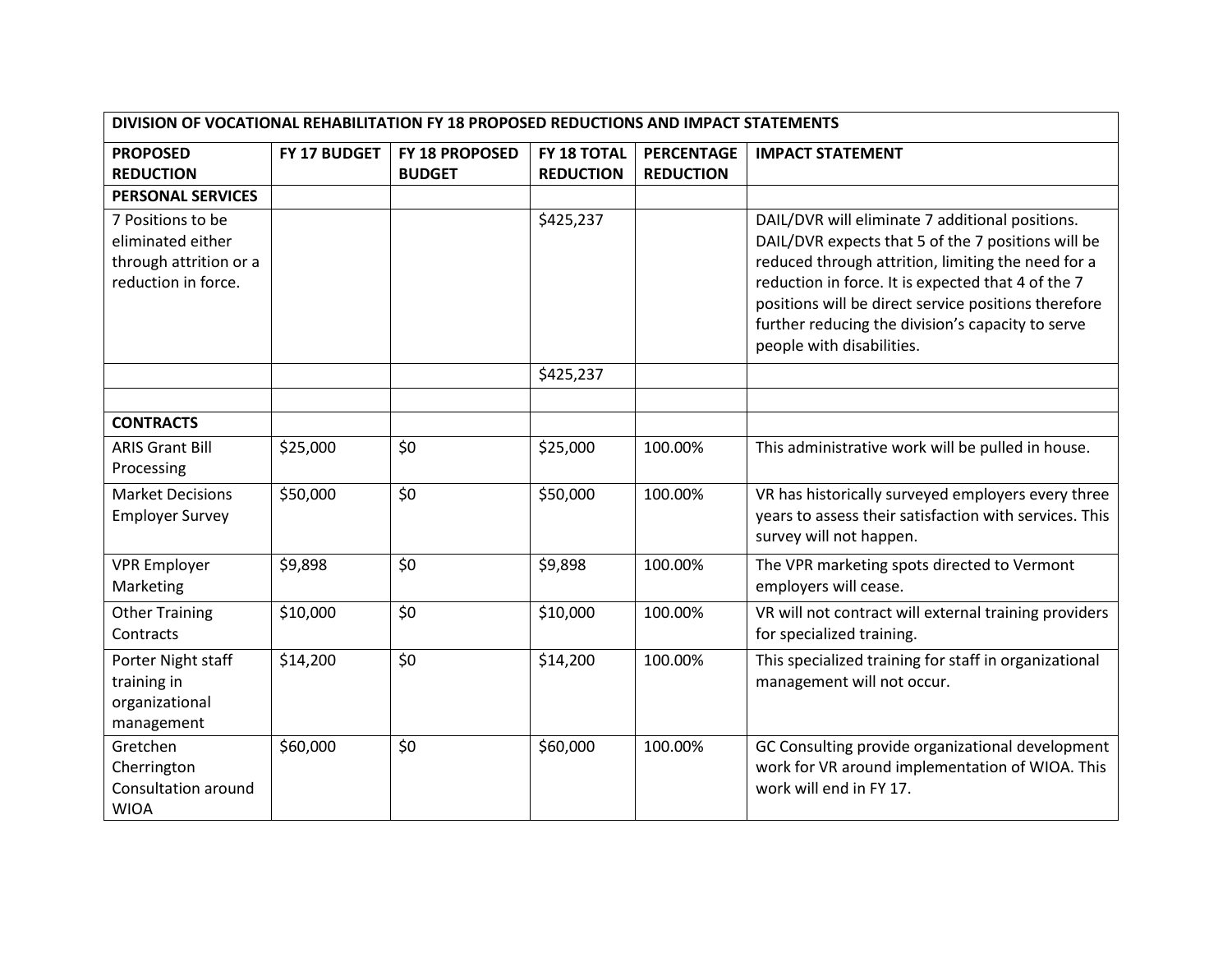| DIVISION OF VOCATIONAL REHABILITATION FY 18 PROPOSED REDUCTIONS AND IMPACT STATEMENTS | | | | | |
|---|---|---|---|---|---|
| **PROPOSED REDUCTION** | **FY 17 BUDGET** | **FY 18 PROPOSED BUDGET** | **FY 18 TOTAL REDUCTION** | **PERCENTAGE REDUCTION** | **IMPACT STATEMENT** |
| **PERSONAL SERVICES** | | | | | |
| 7 Positions to be eliminated either through attrition or a reduction in force. | | | $425,237 | | DAIL/DVR will eliminate 7 additional positions. DAIL/DVR expects that 5 of the 7 positions will be reduced through attrition, limiting the need for a reduction in force. It is expected that 4 of the 7 positions will be direct service positions therefore further reducing the division's capacity to serve people with disabilities. |
| | | | $425,237 | | |
| | | | | | |
| **CONTRACTS** | | | | | |
| ARIS Grant Bill Processing | $25,000 | $0 | $25,000 | 100.00% | This administrative work will be pulled in house. |
| Market Decisions Employer Survey | $50,000 | $0 | $50,000 | 100.00% | VR has historically surveyed employers every three years to assess their satisfaction with services. This survey will not happen. |
| VPR Employer Marketing | $9,898 | $0 | $9,898 | 100.00% | The VPR marketing spots directed to Vermont employers will cease. |
| Other Training Contracts | $10,000 | $0 | $10,000 | 100.00% | VR will not contract will external training providers for specialized training. |
| Porter Night staff training in organizational management | $14,200 | $0 | $14,200 | 100.00% | This specialized training for staff in organizational management will not occur. |
| Gretchen Cherrington Consultation around WIOA | $60,000 | $0 | $60,000 | 100.00% | GC Consulting provide organizational development work for VR around implementation of WIOA. This work will end in FY 17. |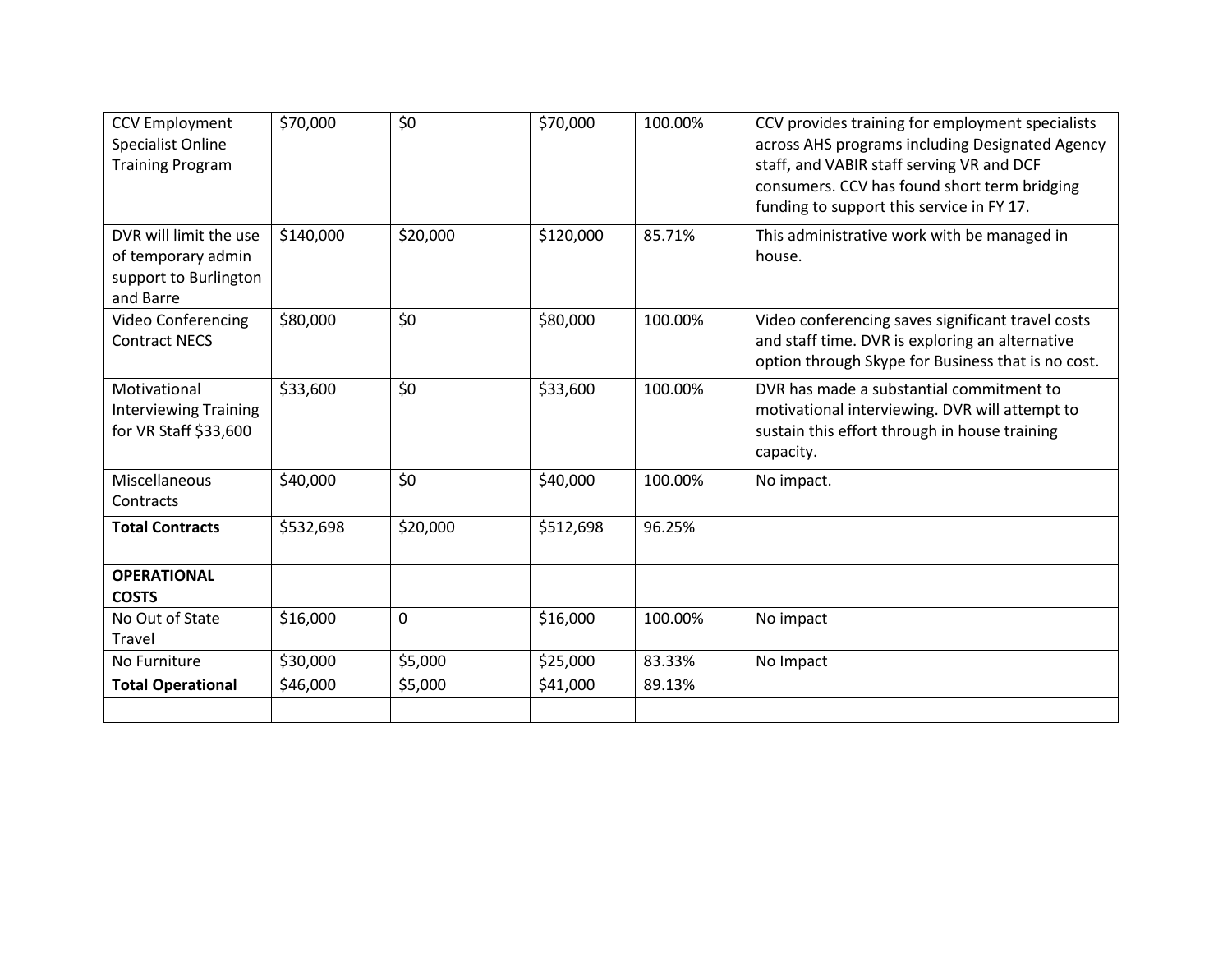| | | | | | |
|---|---|---|---|---|---|
| CCV Employment Specialist Online Training Program | $70,000 | $0 | $70,000 | 100.00% | CCV provides training for employment specialists across AHS programs including Designated Agency staff, and VABIR staff serving VR and DCF consumers. CCV has found short term bridging funding to support this service in FY 17. |
| DVR will limit the use of temporary admin support to Burlington and Barre | $140,000 | $20,000 | $120,000 | 85.71% | This administrative work with be managed in house. |
| Video Conferencing Contract NECS | $80,000 | $0 | $80,000 | 100.00% | Video conferencing saves significant travel costs and staff time. DVR is exploring an alternative option through Skype for Business that is no cost. |
| Motivational Interviewing Training for VR Staff $33,600 | $33,600 | $0 | $33,600 | 100.00% | DVR has made a substantial commitment to motivational interviewing. DVR will attempt to sustain this effort through in house training capacity. |
| Miscellaneous Contracts | $40,000 | $0 | $40,000 | 100.00% | No impact. |
| **Total Contracts** | $532,698 | $20,000 | $512,698 | 96.25% | |
| | | | | | |
| **OPERATIONAL COSTS** | | | | | |
| No Out of State Travel | $16,000 | 0 | $16,000 | 100.00% | No impact |
| No Furniture | $30,000 | $5,000 | $25,000 | 83.33% | No Impact |
| **Total Operational** | $46,000 | $5,000 | $41,000 | 89.13% | |
| | | | | | |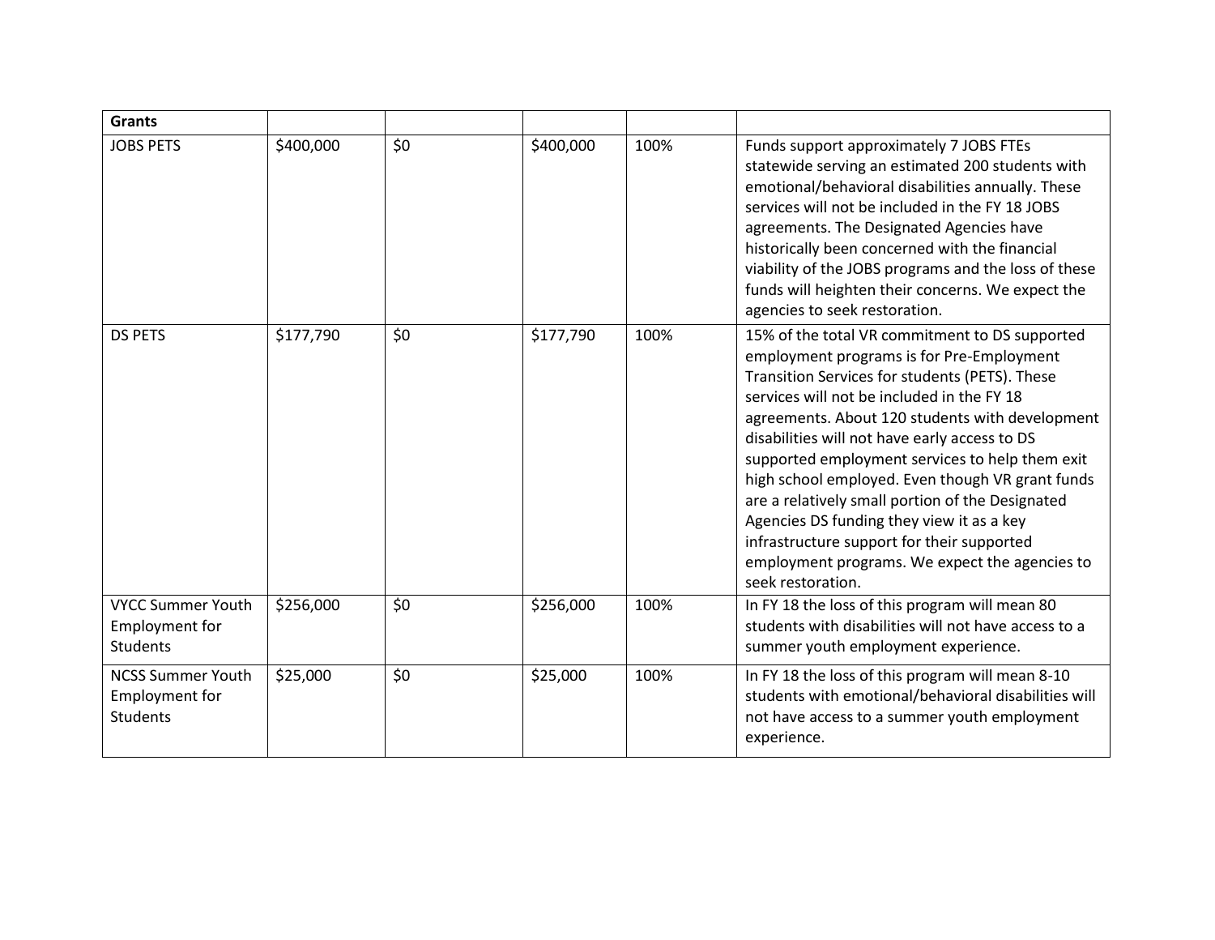| Grants | | | | | |
|---|---|---|---|---|---|
| JOBS PETS | $400,000 | $0 | $400,000 | 100% | Funds support approximately 7 JOBS FTEs statewide serving an estimated 200 students with emotional/behavioral disabilities annually. These services will not be included in the FY 18 JOBS agreements. The Designated Agencies have historically been concerned with the financial viability of the JOBS programs and the loss of these funds will heighten their concerns. We expect the agencies to seek restoration. |
| DS PETS | $177,790 | $0 | $177,790 | 100% | 15% of the total VR commitment to DS supported employment programs is for Pre-Employment Transition Services for students (PETS). These services will not be included in the FY 18 agreements. About 120 students with development disabilities will not have early access to DS supported employment services to help them exit high school employed. Even though VR grant funds are a relatively small portion of the Designated Agencies DS funding they view it as a key infrastructure support for their supported employment programs. We expect the agencies to seek restoration. |
| VYCC Summer Youth Employment for Students | $256,000 | $0 | $256,000 | 100% | In FY 18 the loss of this program will mean 80 students with disabilities will not have access to a summer youth employment experience. |
| NCSS Summer Youth Employment for Students | $25,000 | $0 | $25,000 | 100% | In FY 18 the loss of this program will mean 8-10 students with emotional/behavioral disabilities will not have access to a summer youth employment experience. |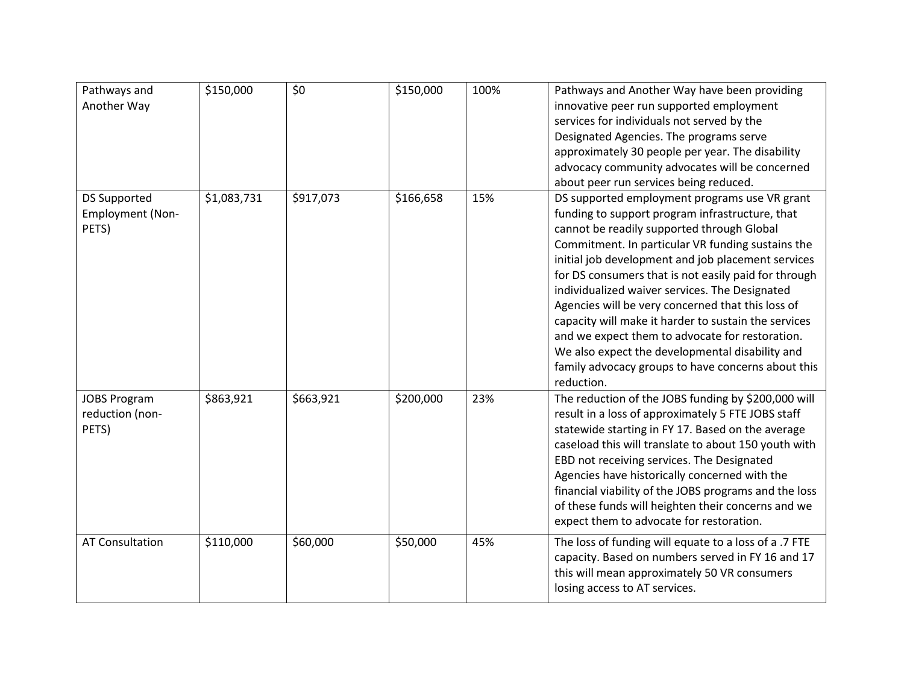| Pathways and Another Way | $150,000 | $0 | $150,000 | 100% | Pathways and Another Way have been providing innovative peer run supported employment services for individuals not served by the Designated Agencies. The programs serve approximately 30 people per year. The disability advocacy community advocates will be concerned about peer run services being reduced. |
|---|---|---|---|---|---|
| DS Supported Employment (Non-PETS) | $1,083,731 | $917,073 | $166,658 | 15% | DS supported employment programs use VR grant funding to support program infrastructure, that cannot be readily supported through Global Commitment. In particular VR funding sustains the initial job development and job placement services for DS consumers that is not easily paid for through individualized waiver services. The Designated Agencies will be very concerned that this loss of capacity will make it harder to sustain the services and we expect them to advocate for restoration. We also expect the developmental disability and family advocacy groups to have concerns about this reduction. |
| JOBS Program reduction (non-PETS) | $863,921 | $663,921 | $200,000 | 23% | The reduction of the JOBS funding by $200,000 will result in a loss of approximately 5 FTE JOBS staff statewide starting in FY 17. Based on the average caseload this will translate to about 150 youth with EBD not receiving services. The Designated Agencies have historically concerned with the financial viability of the JOBS programs and the loss of these funds will heighten their concerns and we expect them to advocate for restoration. |
| AT Consultation | $110,000 | $60,000 | $50,000 | 45% | The loss of funding will equate to a loss of a .7 FTE capacity. Based on numbers served in FY 16 and 17 this will mean approximately 50 VR consumers losing access to AT services. |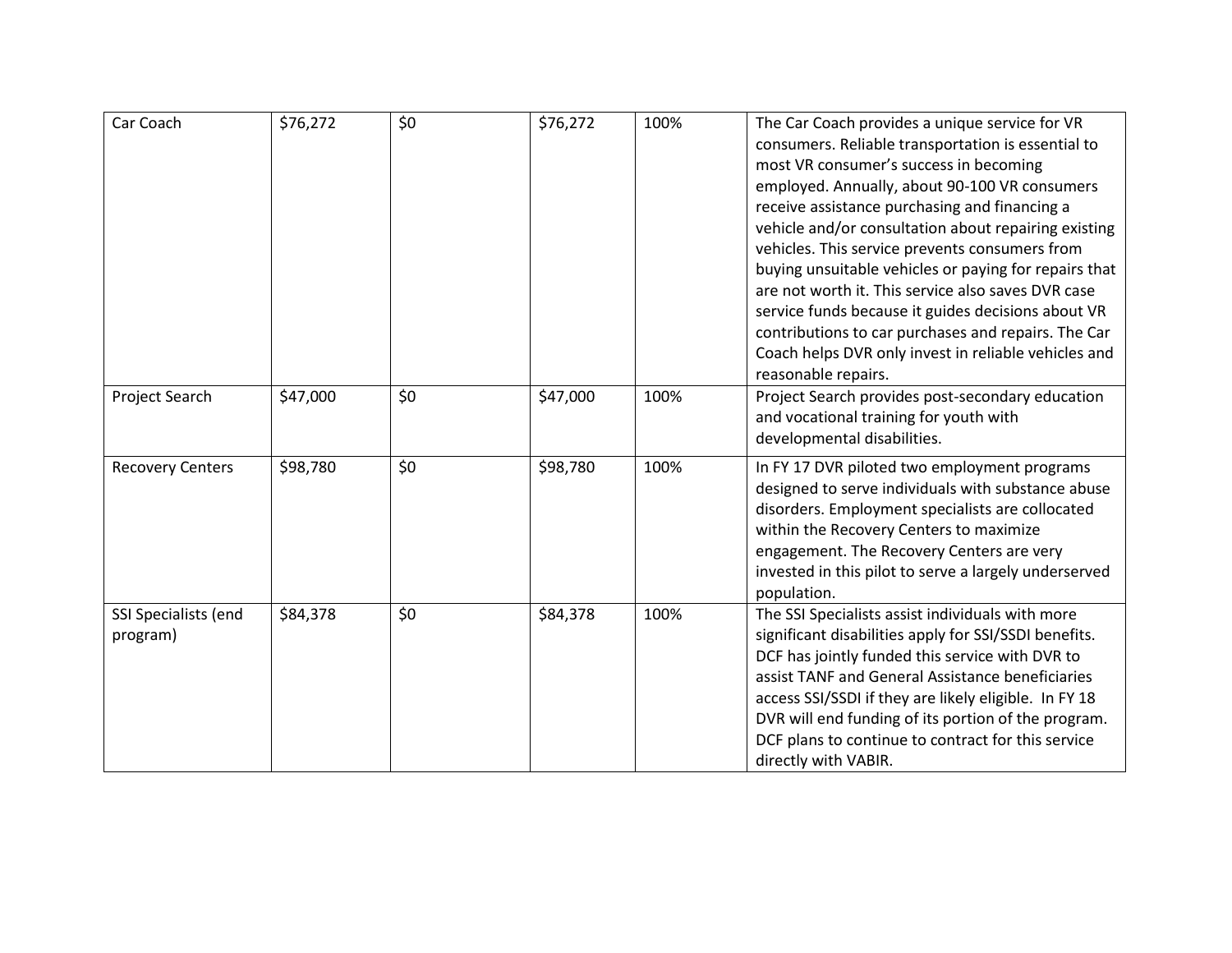| | | | | | |
|---|---|---|---|---|---|
| Car Coach | $76,272 | $0 | $76,272 | 100% | The Car Coach provides a unique service for VR consumers. Reliable transportation is essential to most VR consumer's success in becoming employed. Annually, about 90-100 VR consumers receive assistance purchasing and financing a vehicle and/or consultation about repairing existing vehicles. This service prevents consumers from buying unsuitable vehicles or paying for repairs that are not worth it. This service also saves DVR case service funds because it guides decisions about VR contributions to car purchases and repairs. The Car Coach helps DVR only invest in reliable vehicles and reasonable repairs. |
| Project Search | $47,000 | $0 | $47,000 | 100% | Project Search provides post-secondary education and vocational training for youth with developmental disabilities. |
| Recovery Centers | $98,780 | $0 | $98,780 | 100% | In FY 17 DVR piloted two employment programs designed to serve individuals with substance abuse disorders. Employment specialists are collocated within the Recovery Centers to maximize engagement. The Recovery Centers are very invested in this pilot to serve a largely underserved population. |
| SSI Specialists (end program) | $84,378 | $0 | $84,378 | 100% | The SSI Specialists assist individuals with more significant disabilities apply for SSI/SSDI benefits. DCF has jointly funded this service with DVR to assist TANF and General Assistance beneficiaries access SSI/SSDI if they are likely eligible. In FY 18 DVR will end funding of its portion of the program. DCF plans to continue to contract for this service directly with VABIR. |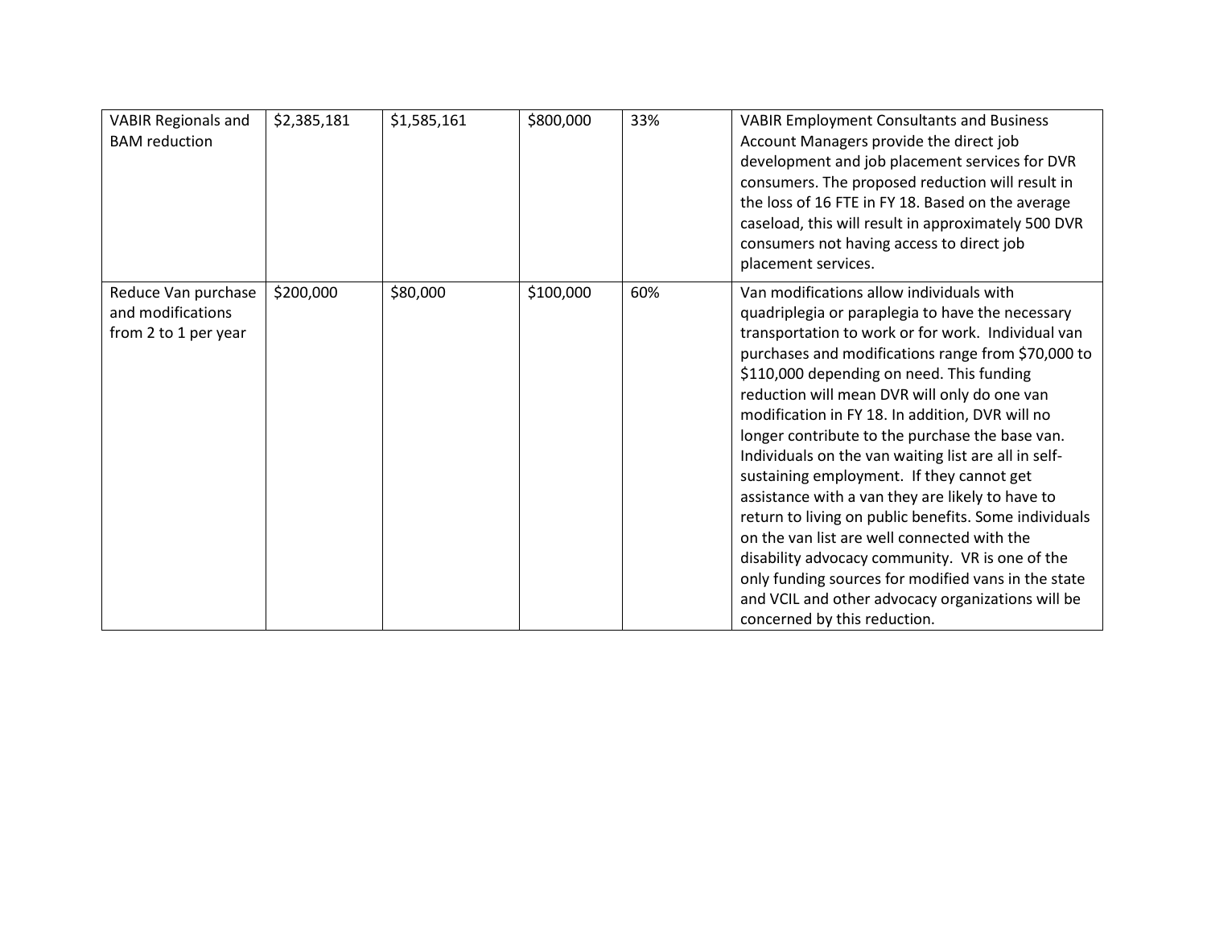| | | | | | |
|---|---|---|---|---|---|
| VABIR Regionals and BAM reduction | $2,385,181 | $1,585,161 | $800,000 | 33% | VABIR Employment Consultants and Business Account Managers provide the direct job development and job placement services for DVR consumers. The proposed reduction will result in the loss of 16 FTE in FY 18. Based on the average caseload, this will result in approximately 500 DVR consumers not having access to direct job placement services. |
| Reduce Van purchase and modifications from 2 to 1 per year | $200,000 | $80,000 | $100,000 | 60% | Van modifications allow individuals with quadriplegia or paraplegia to have the necessary transportation to work or for work. Individual van purchases and modifications range from $70,000 to $110,000 depending on need. This funding reduction will mean DVR will only do one van modification in FY 18. In addition, DVR will no longer contribute to the purchase the base van. Individuals on the van waiting list are all in self-sustaining employment. If they cannot get assistance with a van they are likely to have to return to living on public benefits. Some individuals on the van list are well connected with the disability advocacy community. VR is one of the only funding sources for modified vans in the state and VCIL and other advocacy organizations will be concerned by this reduction. |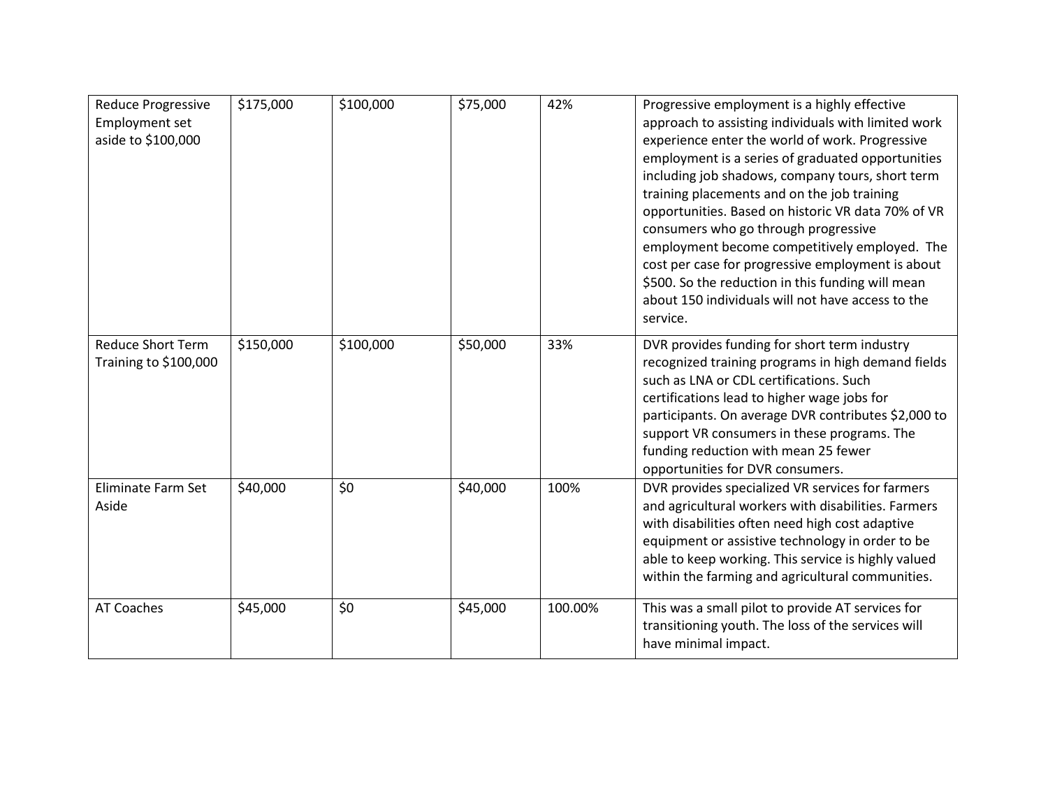| | | | | | |
|---|---|---|---|---|---|
| Reduce Progressive Employment set aside to $100,000 | $175,000 | $100,000 | $75,000 | 42% | Progressive employment is a highly effective approach to assisting individuals with limited work experience enter the world of work. Progressive employment is a series of graduated opportunities including job shadows, company tours, short term training placements and on the job training opportunities. Based on historic VR data 70% of VR consumers who go through progressive employment become competitively employed. The cost per case for progressive employment is about $500. So the reduction in this funding will mean about 150 individuals will not have access to the service. |
| Reduce Short Term Training to $100,000 | $150,000 | $100,000 | $50,000 | 33% | DVR provides funding for short term industry recognized training programs in high demand fields such as LNA or CDL certifications. Such certifications lead to higher wage jobs for participants. On average DVR contributes $2,000 to support VR consumers in these programs. The funding reduction with mean 25 fewer opportunities for DVR consumers. |
| Eliminate Farm Set Aside | $40,000 | $0 | $40,000 | 100% | DVR provides specialized VR services for farmers and agricultural workers with disabilities. Farmers with disabilities often need high cost adaptive equipment or assistive technology in order to be able to keep working. This service is highly valued within the farming and agricultural communities. |
| AT Coaches | $45,000 | $0 | $45,000 | 100.00% | This was a small pilot to provide AT services for transitioning youth. The loss of the services will have minimal impact. |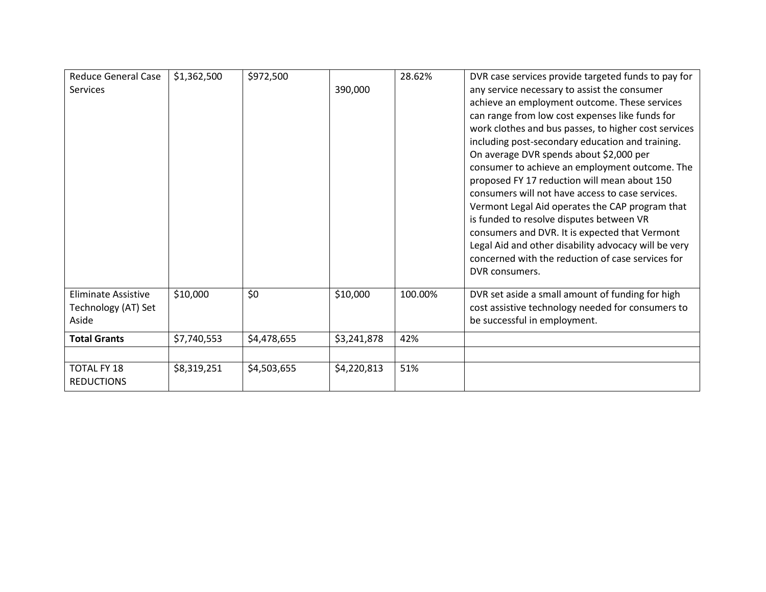| | | | | | |
|---|---|---|---|---|---|
| Reduce General Case Services | $1,362,500 | $972,500 | 390,000 | 28.62% | DVR case services provide targeted funds to pay for any service necessary to assist the consumer achieve an employment outcome. These services can range from low cost expenses like funds for work clothes and bus passes, to higher cost services including post-secondary education and training. On average DVR spends about $2,000 per consumer to achieve an employment outcome. The proposed FY 17 reduction will mean about 150 consumers will not have access to case services. Vermont Legal Aid operates the CAP program that is funded to resolve disputes between VR consumers and DVR. It is expected that Vermont Legal Aid and other disability advocacy will be very concerned with the reduction of case services for DVR consumers. |
| Eliminate Assistive Technology (AT) Set Aside | $10,000 | $0 | $10,000 | 100.00% | DVR set aside a small amount of funding for high cost assistive technology needed for consumers to be successful in employment. |
| **Total Grants** | $7,740,553 | $4,478,655 | $3,241,878 | 42% | |
| | | | | | |
| TOTAL FY 18 REDUCTIONS | $8,319,251 | $4,503,655 | $4,220,813 | 51% | |